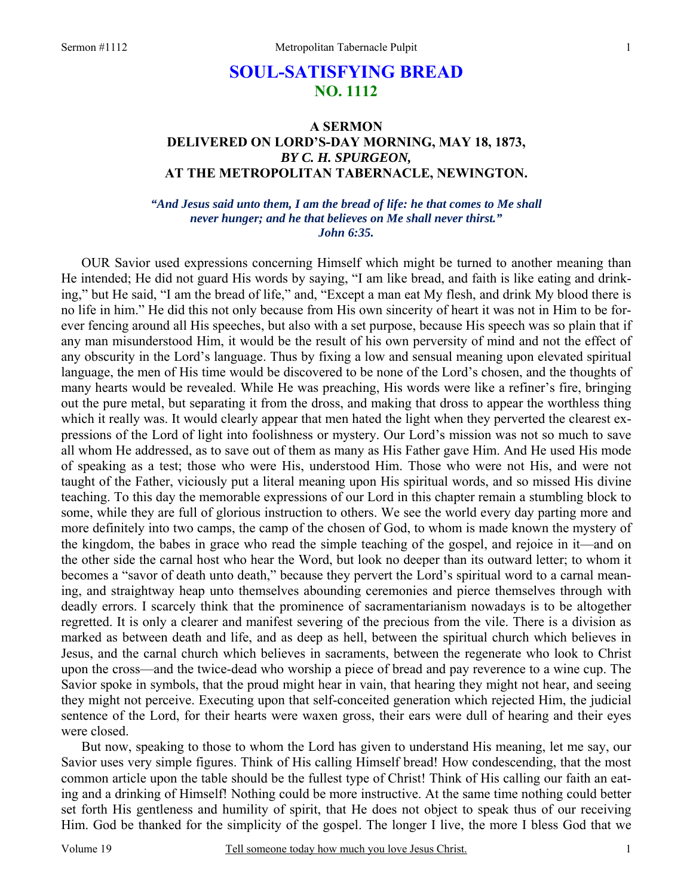# SOUL-SATISFYING BREAD
## NO. 1112

### A SERMON
### DELIVERED ON LORD'S-DAY MORNING, MAY 18, 1873,
### *BY C. H. SPURGEON,*
### AT THE METROPOLITAN TABERNACLE, NEWINGTON.

***"And Jesus said unto them, I am the bread of life: he that comes to Me shall never hunger; and he that believes on Me shall never thirst." John 6:35.***

OUR Savior used expressions concerning Himself which might be turned to another meaning than He intended; He did not guard His words by saying, "I am like bread, and faith is like eating and drinking," but He said, "I am the bread of life," and, "Except a man eat My flesh, and drink My blood there is no life in him." He did this not only because from His own sincerity of heart it was not in Him to be forever fencing around all His speeches, but also with a set purpose, because His speech was so plain that if any man misunderstood Him, it would be the result of his own perversity of mind and not the effect of any obscurity in the Lord's language. Thus by fixing a low and sensual meaning upon elevated spiritual language, the men of His time would be discovered to be none of the Lord's chosen, and the thoughts of many hearts would be revealed. While He was preaching, His words were like a refiner's fire, bringing out the pure metal, but separating it from the dross, and making that dross to appear the worthless thing which it really was. It would clearly appear that men hated the light when they perverted the clearest expressions of the Lord of light into foolishness or mystery. Our Lord's mission was not so much to save all whom He addressed, as to save out of them as many as His Father gave Him. And He used His mode of speaking as a test; those who were His, understood Him. Those who were not His, and were not taught of the Father, viciously put a literal meaning upon His spiritual words, and so missed His divine teaching. To this day the memorable expressions of our Lord in this chapter remain a stumbling block to some, while they are full of glorious instruction to others. We see the world every day parting more and more definitely into two camps, the camp of the chosen of God, to whom is made known the mystery of the kingdom, the babes in grace who read the simple teaching of the gospel, and rejoice in it—and on the other side the carnal host who hear the Word, but look no deeper than its outward letter; to whom it becomes a "savor of death unto death," because they pervert the Lord's spiritual word to a carnal meaning, and straightway heap unto themselves abounding ceremonies and pierce themselves through with deadly errors. I scarcely think that the prominence of sacramentarianism nowadays is to be altogether regretted. It is only a clearer and manifest severing of the precious from the vile. There is a division as marked as between death and life, and as deep as hell, between the spiritual church which believes in Jesus, and the carnal church which believes in sacraments, between the regenerate who look to Christ upon the cross—and the twice-dead who worship a piece of bread and pay reverence to a wine cup. The Savior spoke in symbols, that the proud might hear in vain, that hearing they might not hear, and seeing they might not perceive. Executing upon that self-conceited generation which rejected Him, the judicial sentence of the Lord, for their hearts were waxen gross, their ears were dull of hearing and their eyes were closed.

But now, speaking to those to whom the Lord has given to understand His meaning, let me say, our Savior uses very simple figures. Think of His calling Himself bread! How condescending, that the most common article upon the table should be the fullest type of Christ! Think of His calling our faith an eating and a drinking of Himself! Nothing could be more instructive. At the same time nothing could better set forth His gentleness and humility of spirit, that He does not object to speak thus of our receiving Him. God be thanked for the simplicity of the gospel. The longer I live, the more I bless God that we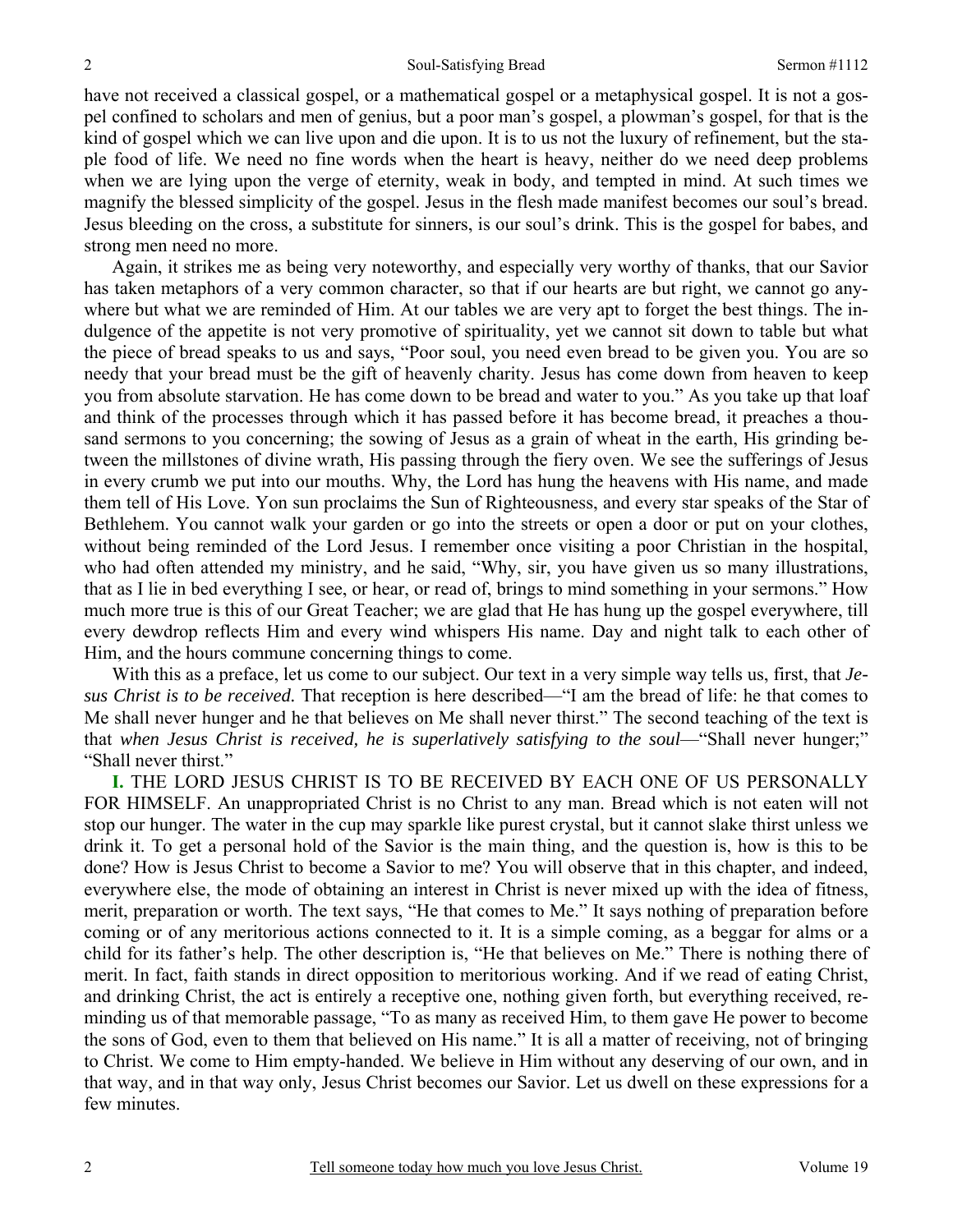have not received a classical gospel, or a mathematical gospel or a metaphysical gospel. It is not a gospel confined to scholars and men of genius, but a poor man's gospel, a plowman's gospel, for that is the kind of gospel which we can live upon and die upon. It is to us not the luxury of refinement, but the staple food of life. We need no fine words when the heart is heavy, neither do we need deep problems when we are lying upon the verge of eternity, weak in body, and tempted in mind. At such times we magnify the blessed simplicity of the gospel. Jesus in the flesh made manifest becomes our soul's bread. Jesus bleeding on the cross, a substitute for sinners, is our soul's drink. This is the gospel for babes, and strong men need no more.

Again, it strikes me as being very noteworthy, and especially very worthy of thanks, that our Savior has taken metaphors of a very common character, so that if our hearts are but right, we cannot go anywhere but what we are reminded of Him. At our tables we are very apt to forget the best things. The indulgence of the appetite is not very promotive of spirituality, yet we cannot sit down to table but what the piece of bread speaks to us and says, "Poor soul, you need even bread to be given you. You are so needy that your bread must be the gift of heavenly charity. Jesus has come down from heaven to keep you from absolute starvation. He has come down to be bread and water to you." As you take up that loaf and think of the processes through which it has passed before it has become bread, it preaches a thousand sermons to you concerning; the sowing of Jesus as a grain of wheat in the earth, His grinding between the millstones of divine wrath, His passing through the fiery oven. We see the sufferings of Jesus in every crumb we put into our mouths. Why, the Lord has hung the heavens with His name, and made them tell of His Love. Yon sun proclaims the Sun of Righteousness, and every star speaks of the Star of Bethlehem. You cannot walk your garden or go into the streets or open a door or put on your clothes, without being reminded of the Lord Jesus. I remember once visiting a poor Christian in the hospital, who had often attended my ministry, and he said, "Why, sir, you have given us so many illustrations, that as I lie in bed everything I see, or hear, or read of, brings to mind something in your sermons." How much more true is this of our Great Teacher; we are glad that He has hung up the gospel everywhere, till every dewdrop reflects Him and every wind whispers His name. Day and night talk to each other of Him, and the hours commune concerning things to come.

With this as a preface, let us come to our subject. Our text in a very simple way tells us, first, that *Jesus Christ is to be received.* That reception is here described—"I am the bread of life: he that comes to Me shall never hunger and he that believes on Me shall never thirst." The second teaching of the text is that *when Jesus Christ is received, he is superlatively satisfying to the soul*—"Shall never hunger;" "Shall never thirst."

**I.** THE LORD JESUS CHRIST IS TO BE RECEIVED BY EACH ONE OF US PERSONALLY FOR HIMSELF. An unappropriated Christ is no Christ to any man. Bread which is not eaten will not stop our hunger. The water in the cup may sparkle like purest crystal, but it cannot slake thirst unless we drink it. To get a personal hold of the Savior is the main thing, and the question is, how is this to be done? How is Jesus Christ to become a Savior to me? You will observe that in this chapter, and indeed, everywhere else, the mode of obtaining an interest in Christ is never mixed up with the idea of fitness, merit, preparation or worth. The text says, "He that comes to Me." It says nothing of preparation before coming or of any meritorious actions connected to it. It is a simple coming, as a beggar for alms or a child for its father's help. The other description is, "He that believes on Me." There is nothing there of merit. In fact, faith stands in direct opposition to meritorious working. And if we read of eating Christ, and drinking Christ, the act is entirely a receptive one, nothing given forth, but everything received, reminding us of that memorable passage, "To as many as received Him, to them gave He power to become the sons of God, even to them that believed on His name." It is all a matter of receiving, not of bringing to Christ. We come to Him empty-handed. We believe in Him without any deserving of our own, and in that way, and in that way only, Jesus Christ becomes our Savior. Let us dwell on these expressions for a few minutes.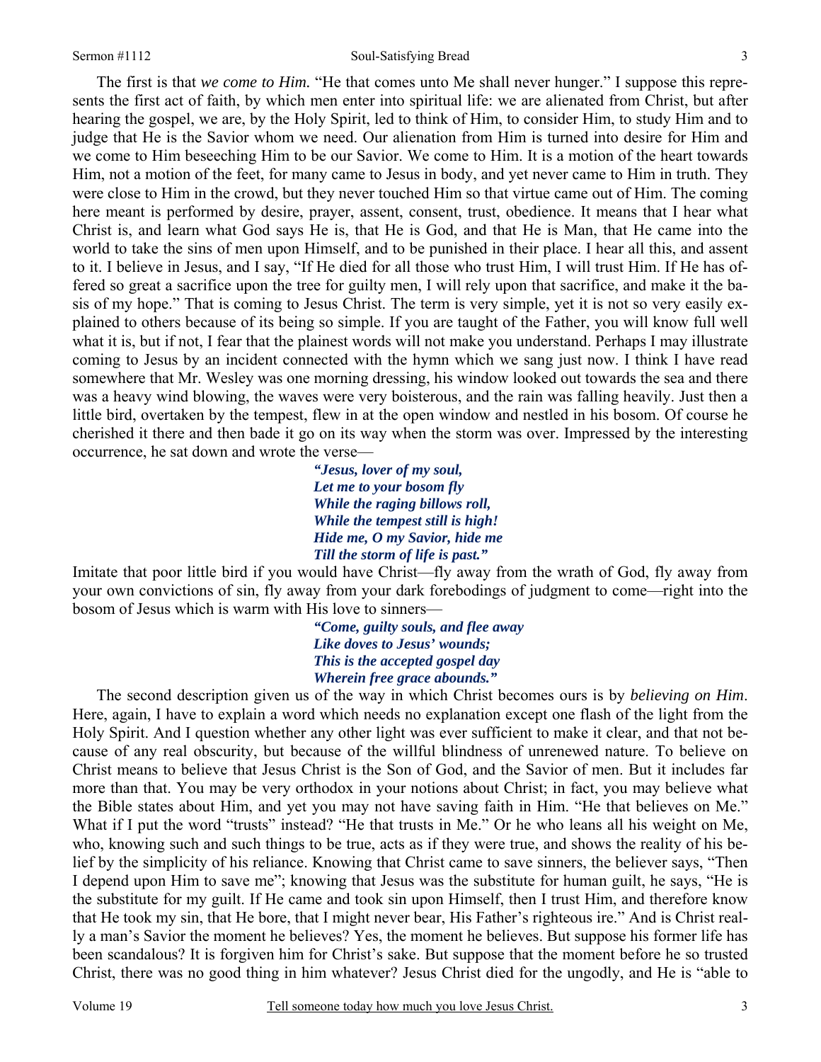The first is that *we come to Him.* "He that comes unto Me shall never hunger." I suppose this represents the first act of faith, by which men enter into spiritual life: we are alienated from Christ, but after hearing the gospel, we are, by the Holy Spirit, led to think of Him, to consider Him, to study Him and to judge that He is the Savior whom we need. Our alienation from Him is turned into desire for Him and we come to Him beseeching Him to be our Savior. We come to Him. It is a motion of the heart towards Him, not a motion of the feet, for many came to Jesus in body, and yet never came to Him in truth. They were close to Him in the crowd, but they never touched Him so that virtue came out of Him. The coming here meant is performed by desire, prayer, assent, consent, trust, obedience. It means that I hear what Christ is, and learn what God says He is, that He is God, and that He is Man, that He came into the world to take the sins of men upon Himself, and to be punished in their place. I hear all this, and assent to it. I believe in Jesus, and I say, "If He died for all those who trust Him, I will trust Him. If He has offered so great a sacrifice upon the tree for guilty men, I will rely upon that sacrifice, and make it the basis of my hope." That is coming to Jesus Christ. The term is very simple, yet it is not so very easily explained to others because of its being so simple. If you are taught of the Father, you will know full well what it is, but if not, I fear that the plainest words will not make you understand. Perhaps I may illustrate coming to Jesus by an incident connected with the hymn which we sang just now. I think I have read somewhere that Mr. Wesley was one morning dressing, his window looked out towards the sea and there was a heavy wind blowing, the waves were very boisterous, and the rain was falling heavily. Just then a little bird, overtaken by the tempest, flew in at the open window and nestled in his bosom. Of course he cherished it there and then bade it go on its way when the storm was over. Impressed by the interesting occurrence, he sat down and wrote the verse—

> ***"Jesus, lover of my soul,***
> ***Let me to your bosom fly***
> ***While the raging billows roll,***
> ***While the tempest still is high!***
> ***Hide me, O my Savior, hide me***
> ***Till the storm of life is past."***

Imitate that poor little bird if you would have Christ—fly away from the wrath of God, fly away from your own convictions of sin, fly away from your dark forebodings of judgment to come—right into the bosom of Jesus which is warm with His love to sinners—

> ***"Come, guilty souls, and flee away***
> ***Like doves to Jesus' wounds;***
> ***This is the accepted gospel day***
> ***Wherein free grace abounds."***

The second description given us of the way in which Christ becomes ours is by *believing on Him*. Here, again, I have to explain a word which needs no explanation except one flash of the light from the Holy Spirit. And I question whether any other light was ever sufficient to make it clear, and that not because of any real obscurity, but because of the willful blindness of unrenewed nature. To believe on Christ means to believe that Jesus Christ is the Son of God, and the Savior of men. But it includes far more than that. You may be very orthodox in your notions about Christ; in fact, you may believe what the Bible states about Him, and yet you may not have saving faith in Him. "He that believes on Me." What if I put the word "trusts" instead? "He that trusts in Me." Or he who leans all his weight on Me, who, knowing such and such things to be true, acts as if they were true, and shows the reality of his belief by the simplicity of his reliance. Knowing that Christ came to save sinners, the believer says, "Then I depend upon Him to save me"; knowing that Jesus was the substitute for human guilt, he says, "He is the substitute for my guilt. If He came and took sin upon Himself, then I trust Him, and therefore know that He took my sin, that He bore, that I might never bear, His Father's righteous ire." And is Christ really a man's Savior the moment he believes? Yes, the moment he believes. But suppose his former life has been scandalous? It is forgiven him for Christ's sake. But suppose that the moment before he so trusted Christ, there was no good thing in him whatever? Jesus Christ died for the ungodly, and He is "able to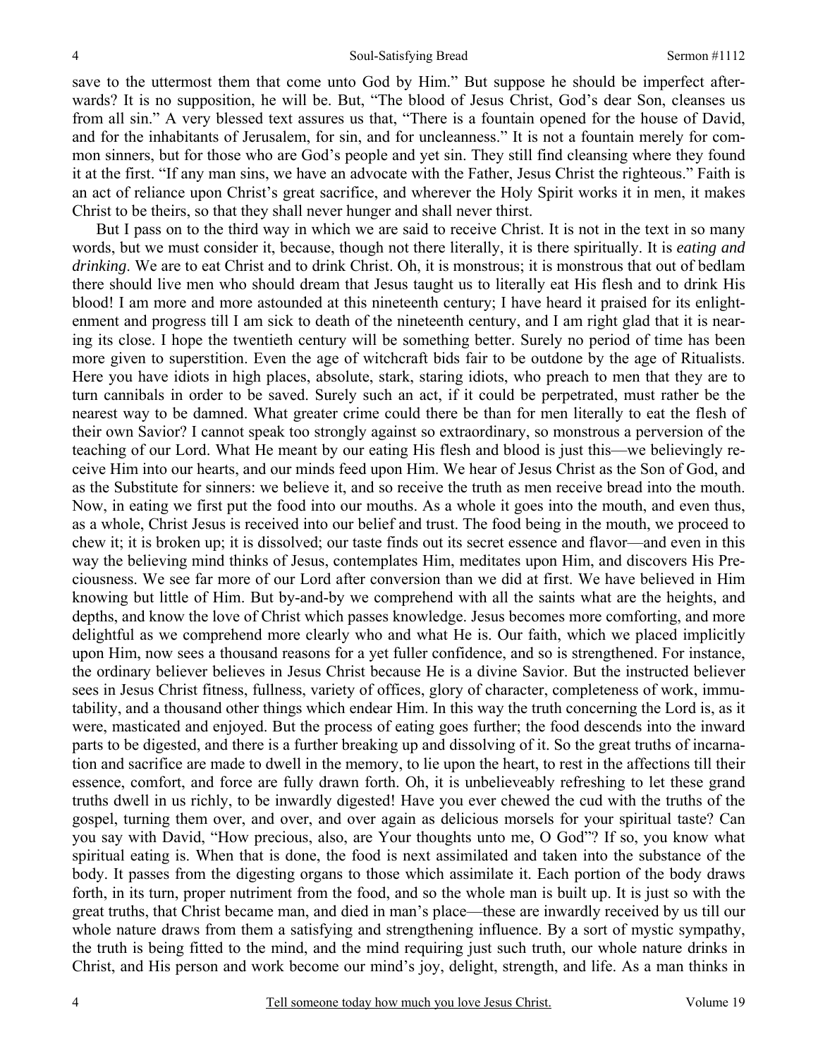save to the uttermost them that come unto God by Him." But suppose he should be imperfect afterwards? It is no supposition, he will be. But, "The blood of Jesus Christ, God's dear Son, cleanses us from all sin." A very blessed text assures us that, "There is a fountain opened for the house of David, and for the inhabitants of Jerusalem, for sin, and for uncleanness." It is not a fountain merely for common sinners, but for those who are God's people and yet sin. They still find cleansing where they found it at the first. "If any man sins, we have an advocate with the Father, Jesus Christ the righteous." Faith is an act of reliance upon Christ's great sacrifice, and wherever the Holy Spirit works it in men, it makes Christ to be theirs, so that they shall never hunger and shall never thirst.

But I pass on to the third way in which we are said to receive Christ. It is not in the text in so many words, but we must consider it, because, though not there literally, it is there spiritually. It is *eating and drinking*. We are to eat Christ and to drink Christ. Oh, it is monstrous; it is monstrous that out of bedlam there should live men who should dream that Jesus taught us to literally eat His flesh and to drink His blood! I am more and more astounded at this nineteenth century; I have heard it praised for its enlightenment and progress till I am sick to death of the nineteenth century, and I am right glad that it is nearing its close. I hope the twentieth century will be something better. Surely no period of time has been more given to superstition. Even the age of witchcraft bids fair to be outdone by the age of Ritualists. Here you have idiots in high places, absolute, stark, staring idiots, who preach to men that they are to turn cannibals in order to be saved. Surely such an act, if it could be perpetrated, must rather be the nearest way to be damned. What greater crime could there be than for men literally to eat the flesh of their own Savior? I cannot speak too strongly against so extraordinary, so monstrous a perversion of the teaching of our Lord. What He meant by our eating His flesh and blood is just this—we believingly receive Him into our hearts, and our minds feed upon Him. We hear of Jesus Christ as the Son of God, and as the Substitute for sinners: we believe it, and so receive the truth as men receive bread into the mouth. Now, in eating we first put the food into our mouths. As a whole it goes into the mouth, and even thus, as a whole, Christ Jesus is received into our belief and trust. The food being in the mouth, we proceed to chew it; it is broken up; it is dissolved; our taste finds out its secret essence and flavor—and even in this way the believing mind thinks of Jesus, contemplates Him, meditates upon Him, and discovers His Preciousness. We see far more of our Lord after conversion than we did at first. We have believed in Him knowing but little of Him. But by-and-by we comprehend with all the saints what are the heights, and depths, and know the love of Christ which passes knowledge. Jesus becomes more comforting, and more delightful as we comprehend more clearly who and what He is. Our faith, which we placed implicitly upon Him, now sees a thousand reasons for a yet fuller confidence, and so is strengthened. For instance, the ordinary believer believes in Jesus Christ because He is a divine Savior. But the instructed believer sees in Jesus Christ fitness, fullness, variety of offices, glory of character, completeness of work, immutability, and a thousand other things which endear Him. In this way the truth concerning the Lord is, as it were, masticated and enjoyed. But the process of eating goes further; the food descends into the inward parts to be digested, and there is a further breaking up and dissolving of it. So the great truths of incarnation and sacrifice are made to dwell in the memory, to lie upon the heart, to rest in the affections till their essence, comfort, and force are fully drawn forth. Oh, it is unbelieveably refreshing to let these grand truths dwell in us richly, to be inwardly digested! Have you ever chewed the cud with the truths of the gospel, turning them over, and over, and over again as delicious morsels for your spiritual taste? Can you say with David, "How precious, also, are Your thoughts unto me, O God"? If so, you know what spiritual eating is. When that is done, the food is next assimilated and taken into the substance of the body. It passes from the digesting organs to those which assimilate it. Each portion of the body draws forth, in its turn, proper nutriment from the food, and so the whole man is built up. It is just so with the great truths, that Christ became man, and died in man's place—these are inwardly received by us till our whole nature draws from them a satisfying and strengthening influence. By a sort of mystic sympathy, the truth is being fitted to the mind, and the mind requiring just such truth, our whole nature drinks in Christ, and His person and work become our mind's joy, delight, strength, and life. As a man thinks in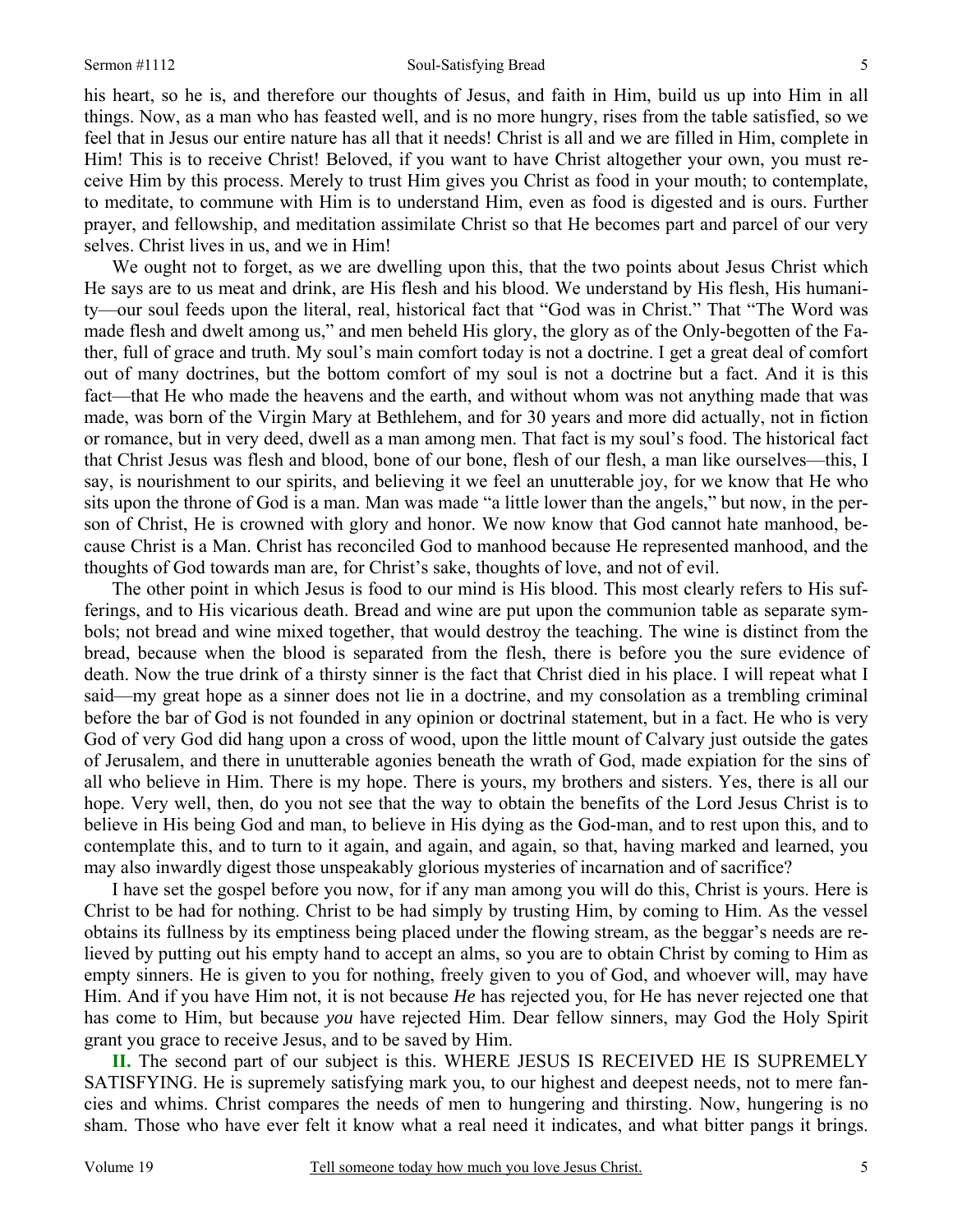his heart, so he is, and therefore our thoughts of Jesus, and faith in Him, build us up into Him in all things. Now, as a man who has feasted well, and is no more hungry, rises from the table satisfied, so we feel that in Jesus our entire nature has all that it needs! Christ is all and we are filled in Him, complete in Him! This is to receive Christ! Beloved, if you want to have Christ altogether your own, you must receive Him by this process. Merely to trust Him gives you Christ as food in your mouth; to contemplate, to meditate, to commune with Him is to understand Him, even as food is digested and is ours. Further prayer, and fellowship, and meditation assimilate Christ so that He becomes part and parcel of our very selves. Christ lives in us, and we in Him!

We ought not to forget, as we are dwelling upon this, that the two points about Jesus Christ which He says are to us meat and drink, are His flesh and his blood. We understand by His flesh, His humanity—our soul feeds upon the literal, real, historical fact that "God was in Christ." That "The Word was made flesh and dwelt among us," and men beheld His glory, the glory as of the Only-begotten of the Father, full of grace and truth. My soul's main comfort today is not a doctrine. I get a great deal of comfort out of many doctrines, but the bottom comfort of my soul is not a doctrine but a fact. And it is this fact—that He who made the heavens and the earth, and without whom was not anything made that was made, was born of the Virgin Mary at Bethlehem, and for 30 years and more did actually, not in fiction or romance, but in very deed, dwell as a man among men. That fact is my soul's food. The historical fact that Christ Jesus was flesh and blood, bone of our bone, flesh of our flesh, a man like ourselves—this, I say, is nourishment to our spirits, and believing it we feel an unutterable joy, for we know that He who sits upon the throne of God is a man. Man was made "a little lower than the angels," but now, in the person of Christ, He is crowned with glory and honor. We now know that God cannot hate manhood, because Christ is a Man. Christ has reconciled God to manhood because He represented manhood, and the thoughts of God towards man are, for Christ's sake, thoughts of love, and not of evil.

The other point in which Jesus is food to our mind is His blood. This most clearly refers to His sufferings, and to His vicarious death. Bread and wine are put upon the communion table as separate symbols; not bread and wine mixed together, that would destroy the teaching. The wine is distinct from the bread, because when the blood is separated from the flesh, there is before you the sure evidence of death. Now the true drink of a thirsty sinner is the fact that Christ died in his place. I will repeat what I said—my great hope as a sinner does not lie in a doctrine, and my consolation as a trembling criminal before the bar of God is not founded in any opinion or doctrinal statement, but in a fact. He who is very God of very God did hang upon a cross of wood, upon the little mount of Calvary just outside the gates of Jerusalem, and there in unutterable agonies beneath the wrath of God, made expiation for the sins of all who believe in Him. There is my hope. There is yours, my brothers and sisters. Yes, there is all our hope. Very well, then, do you not see that the way to obtain the benefits of the Lord Jesus Christ is to believe in His being God and man, to believe in His dying as the God-man, and to rest upon this, and to contemplate this, and to turn to it again, and again, and again, so that, having marked and learned, you may also inwardly digest those unspeakably glorious mysteries of incarnation and of sacrifice?

I have set the gospel before you now, for if any man among you will do this, Christ is yours. Here is Christ to be had for nothing. Christ to be had simply by trusting Him, by coming to Him. As the vessel obtains its fullness by its emptiness being placed under the flowing stream, as the beggar's needs are relieved by putting out his empty hand to accept an alms, so you are to obtain Christ by coming to Him as empty sinners. He is given to you for nothing, freely given to you of God, and whoever will, may have Him. And if you have Him not, it is not because *He* has rejected you, for He has never rejected one that has come to Him, but because *you* have rejected Him. Dear fellow sinners, may God the Holy Spirit grant you grace to receive Jesus, and to be saved by Him.

**II.** The second part of our subject is this. WHERE JESUS IS RECEIVED HE IS SUPREMELY SATISFYING. He is supremely satisfying mark you, to our highest and deepest needs, not to mere fancies and whims. Christ compares the needs of men to hungering and thirsting. Now, hungering is no sham. Those who have ever felt it know what a real need it indicates, and what bitter pangs it brings.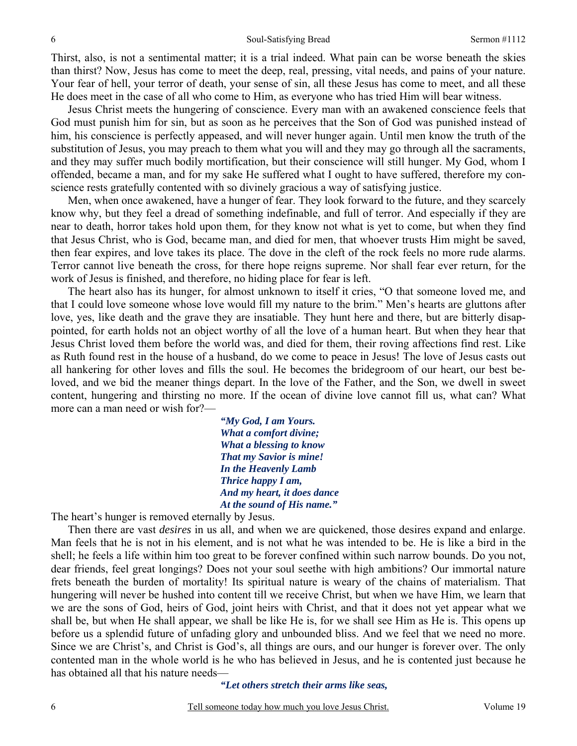Thirst, also, is not a sentimental matter; it is a trial indeed. What pain can be worse beneath the skies than thirst? Now, Jesus has come to meet the deep, real, pressing, vital needs, and pains of your nature. Your fear of hell, your terror of death, your sense of sin, all these Jesus has come to meet, and all these He does meet in the case of all who come to Him, as everyone who has tried Him will bear witness.

Jesus Christ meets the hungering of conscience. Every man with an awakened conscience feels that God must punish him for sin, but as soon as he perceives that the Son of God was punished instead of him, his conscience is perfectly appeased, and will never hunger again. Until men know the truth of the substitution of Jesus, you may preach to them what you will and they may go through all the sacraments, and they may suffer much bodily mortification, but their conscience will still hunger. My God, whom I offended, became a man, and for my sake He suffered what I ought to have suffered, therefore my conscience rests gratefully contented with so divinely gracious a way of satisfying justice.

Men, when once awakened, have a hunger of fear. They look forward to the future, and they scarcely know why, but they feel a dread of something indefinable, and full of terror. And especially if they are near to death, horror takes hold upon them, for they know not what is yet to come, but when they find that Jesus Christ, who is God, became man, and died for men, that whoever trusts Him might be saved, then fear expires, and love takes its place. The dove in the cleft of the rock feels no more rude alarms. Terror cannot live beneath the cross, for there hope reigns supreme. Nor shall fear ever return, for the work of Jesus is finished, and therefore, no hiding place for fear is left.

The heart also has its hunger, for almost unknown to itself it cries, "O that someone loved me, and that I could love someone whose love would fill my nature to the brim." Men's hearts are gluttons after love, yes, like death and the grave they are insatiable. They hunt here and there, but are bitterly disappointed, for earth holds not an object worthy of all the love of a human heart. But when they hear that Jesus Christ loved them before the world was, and died for them, their roving affections find rest. Like as Ruth found rest in the house of a husband, do we come to peace in Jesus! The love of Jesus casts out all hankering for other loves and fills the soul. He becomes the bridegroom of our heart, our best beloved, and we bid the meaner things depart. In the love of the Father, and the Son, we dwell in sweet content, hungering and thirsting no more. If the ocean of divine love cannot fill us, what can? What more can a man need or wish for?—

> ***"My God, I am Yours.***
> ***What a comfort divine;***
> ***What a blessing to know***
> ***That my Savior is mine!***
> ***In the Heavenly Lamb***
> ***Thrice happy I am,***
> ***And my heart, it does dance***
> ***At the sound of His name."***

The heart's hunger is removed eternally by Jesus.

Then there are vast *desires* in us all, and when we are quickened, those desires expand and enlarge. Man feels that he is not in his element, and is not what he was intended to be. He is like a bird in the shell; he feels a life within him too great to be forever confined within such narrow bounds. Do you not, dear friends, feel great longings? Does not your soul seethe with high ambitions? Our immortal nature frets beneath the burden of mortality! Its spiritual nature is weary of the chains of materialism. That hungering will never be hushed into content till we receive Christ, but when we have Him, we learn that we are the sons of God, heirs of God, joint heirs with Christ, and that it does not yet appear what we shall be, but when He shall appear, we shall be like He is, for we shall see Him as He is. This opens up before us a splendid future of unfading glory and unbounded bliss. And we feel that we need no more. Since we are Christ's, and Christ is God's, all things are ours, and our hunger is forever over. The only contented man in the whole world is he who has believed in Jesus, and he is contented just because he has obtained all that his nature needs—

> ***"Let others stretch their arms like seas,***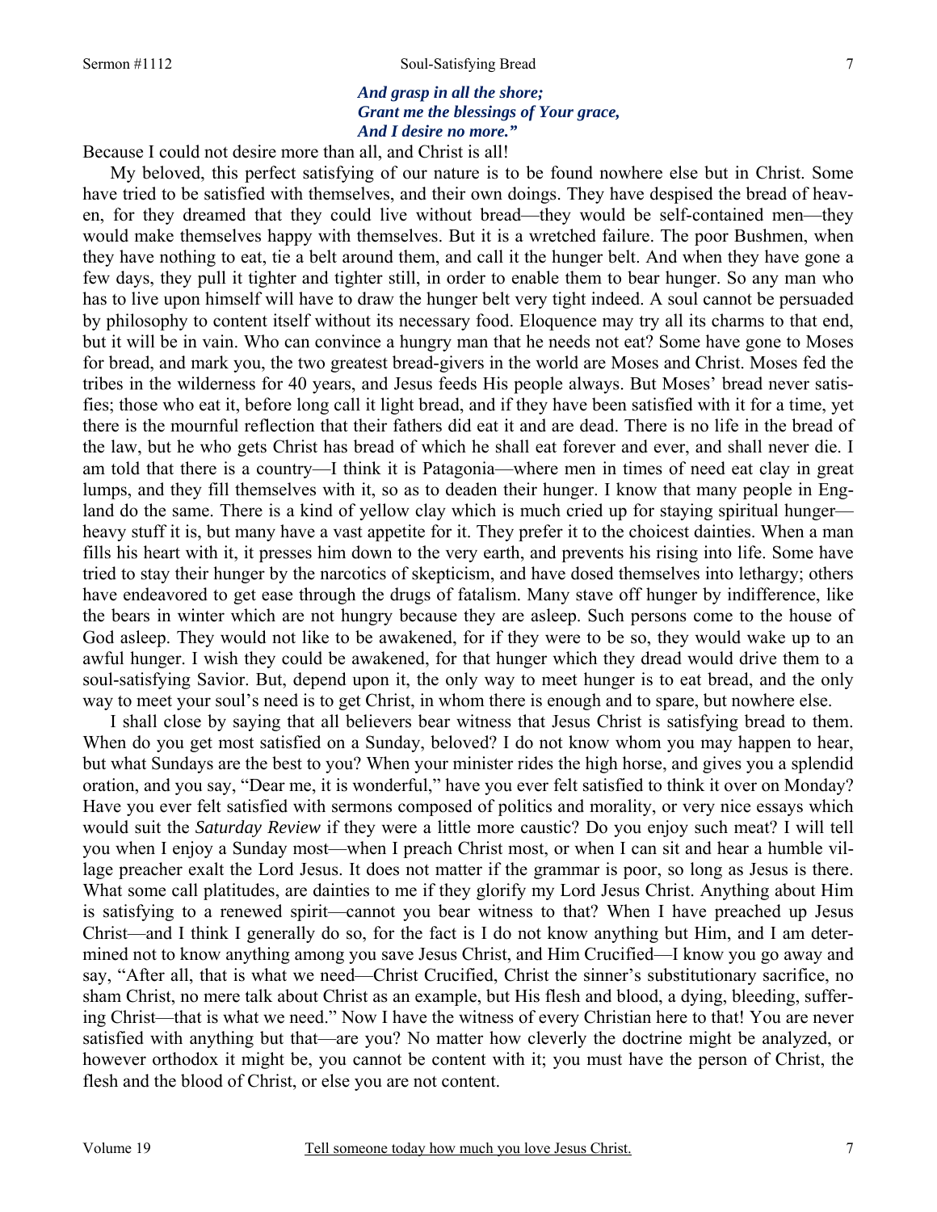*And grasp in all the shore;*
*Grant me the blessings of Your grace,*
*And I desire no more."*

Because I could not desire more than all, and Christ is all!

My beloved, this perfect satisfying of our nature is to be found nowhere else but in Christ. Some have tried to be satisfied with themselves, and their own doings. They have despised the bread of heaven, for they dreamed that they could live without bread—they would be self-contained men—they would make themselves happy with themselves. But it is a wretched failure. The poor Bushmen, when they have nothing to eat, tie a belt around them, and call it the hunger belt. And when they have gone a few days, they pull it tighter and tighter still, in order to enable them to bear hunger. So any man who has to live upon himself will have to draw the hunger belt very tight indeed. A soul cannot be persuaded by philosophy to content itself without its necessary food. Eloquence may try all its charms to that end, but it will be in vain. Who can convince a hungry man that he needs not eat? Some have gone to Moses for bread, and mark you, the two greatest bread-givers in the world are Moses and Christ. Moses fed the tribes in the wilderness for 40 years, and Jesus feeds His people always. But Moses' bread never satisfies; those who eat it, before long call it light bread, and if they have been satisfied with it for a time, yet there is the mournful reflection that their fathers did eat it and are dead. There is no life in the bread of the law, but he who gets Christ has bread of which he shall eat forever and ever, and shall never die. I am told that there is a country—I think it is Patagonia—where men in times of need eat clay in great lumps, and they fill themselves with it, so as to deaden their hunger. I know that many people in England do the same. There is a kind of yellow clay which is much cried up for staying spiritual hunger—heavy stuff it is, but many have a vast appetite for it. They prefer it to the choicest dainties. When a man fills his heart with it, it presses him down to the very earth, and prevents his rising into life. Some have tried to stay their hunger by the narcotics of skepticism, and have dosed themselves into lethargy; others have endeavored to get ease through the drugs of fatalism. Many stave off hunger by indifference, like the bears in winter which are not hungry because they are asleep. Such persons come to the house of God asleep. They would not like to be awakened, for if they were to be so, they would wake up to an awful hunger. I wish they could be awakened, for that hunger which they dread would drive them to a soul-satisfying Savior. But, depend upon it, the only way to meet hunger is to eat bread, and the only way to meet your soul's need is to get Christ, in whom there is enough and to spare, but nowhere else.

I shall close by saying that all believers bear witness that Jesus Christ is satisfying bread to them. When do you get most satisfied on a Sunday, beloved? I do not know whom you may happen to hear, but what Sundays are the best to you? When your minister rides the high horse, and gives you a splendid oration, and you say, "Dear me, it is wonderful," have you ever felt satisfied to think it over on Monday? Have you ever felt satisfied with sermons composed of politics and morality, or very nice essays which would suit the *Saturday Review* if they were a little more caustic? Do you enjoy such meat? I will tell you when I enjoy a Sunday most—when I preach Christ most, or when I can sit and hear a humble village preacher exalt the Lord Jesus. It does not matter if the grammar is poor, so long as Jesus is there. What some call platitudes, are dainties to me if they glorify my Lord Jesus Christ. Anything about Him is satisfying to a renewed spirit—cannot you bear witness to that? When I have preached up Jesus Christ—and I think I generally do so, for the fact is I do not know anything but Him, and I am determined not to know anything among you save Jesus Christ, and Him Crucified—I know you go away and say, "After all, that is what we need—Christ Crucified, Christ the sinner's substitutionary sacrifice, no sham Christ, no mere talk about Christ as an example, but His flesh and blood, a dying, bleeding, suffering Christ—that is what we need." Now I have the witness of every Christian here to that! You are never satisfied with anything but that—are you? No matter how cleverly the doctrine might be analyzed, or however orthodox it might be, you cannot be content with it; you must have the person of Christ, the flesh and the blood of Christ, or else you are not content.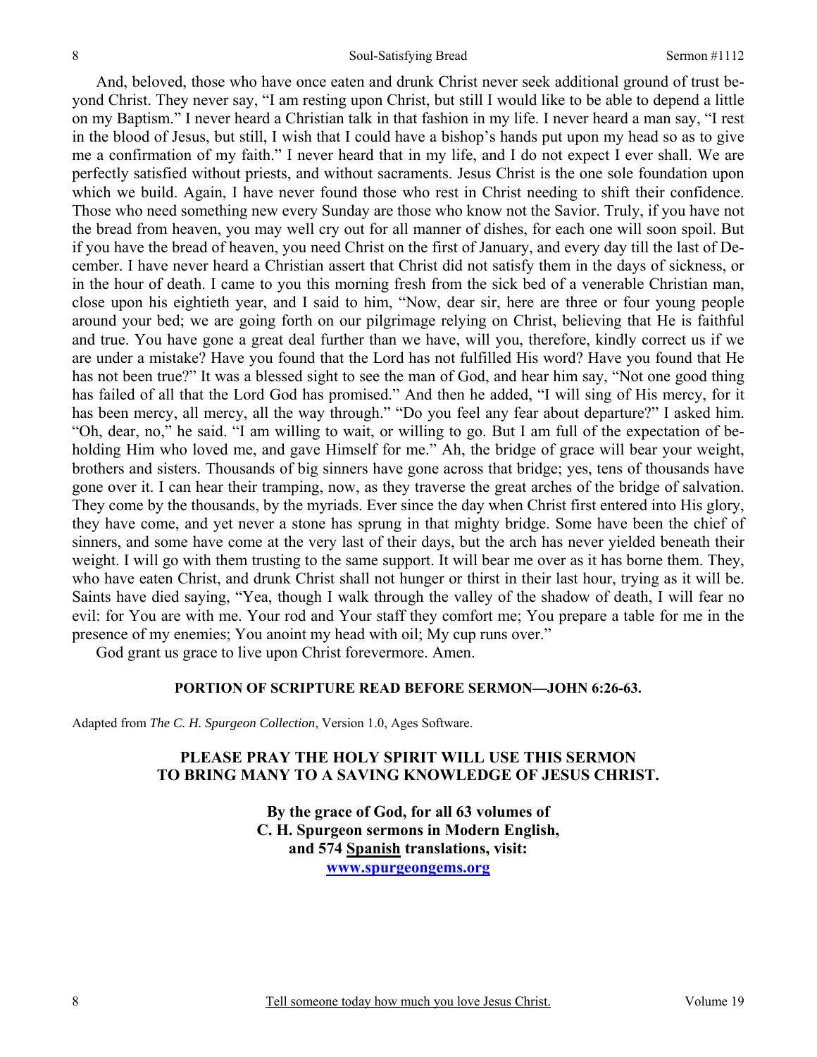And, beloved, those who have once eaten and drunk Christ never seek additional ground of trust beyond Christ. They never say, "I am resting upon Christ, but still I would like to be able to depend a little on my Baptism." I never heard a Christian talk in that fashion in my life. I never heard a man say, "I rest in the blood of Jesus, but still, I wish that I could have a bishop's hands put upon my head so as to give me a confirmation of my faith." I never heard that in my life, and I do not expect I ever shall. We are perfectly satisfied without priests, and without sacraments. Jesus Christ is the one sole foundation upon which we build. Again, I have never found those who rest in Christ needing to shift their confidence. Those who need something new every Sunday are those who know not the Savior. Truly, if you have not the bread from heaven, you may well cry out for all manner of dishes, for each one will soon spoil. But if you have the bread of heaven, you need Christ on the first of January, and every day till the last of December. I have never heard a Christian assert that Christ did not satisfy them in the days of sickness, or in the hour of death. I came to you this morning fresh from the sick bed of a venerable Christian man, close upon his eightieth year, and I said to him, "Now, dear sir, here are three or four young people around your bed; we are going forth on our pilgrimage relying on Christ, believing that He is faithful and true. You have gone a great deal further than we have, will you, therefore, kindly correct us if we are under a mistake? Have you found that the Lord has not fulfilled His word? Have you found that He has not been true?" It was a blessed sight to see the man of God, and hear him say, "Not one good thing has failed of all that the Lord God has promised." And then he added, "I will sing of His mercy, for it has been mercy, all mercy, all the way through." "Do you feel any fear about departure?" I asked him. "Oh, dear, no," he said. "I am willing to wait, or willing to go. But I am full of the expectation of beholding Him who loved me, and gave Himself for me." Ah, the bridge of grace will bear your weight, brothers and sisters. Thousands of big sinners have gone across that bridge; yes, tens of thousands have gone over it. I can hear their tramping, now, as they traverse the great arches of the bridge of salvation. They come by the thousands, by the myriads. Ever since the day when Christ first entered into His glory, they have come, and yet never a stone has sprung in that mighty bridge. Some have been the chief of sinners, and some have come at the very last of their days, but the arch has never yielded beneath their weight. I will go with them trusting to the same support. It will bear me over as it has borne them. They, who have eaten Christ, and drunk Christ shall not hunger or thirst in their last hour, trying as it will be. Saints have died saying, "Yea, though I walk through the valley of the shadow of death, I will fear no evil: for You are with me. Your rod and Your staff they comfort me; You prepare a table for me in the presence of my enemies; You anoint my head with oil; My cup runs over."

God grant us grace to live upon Christ forevermore. Amen.

**PORTION OF SCRIPTURE READ BEFORE SERMON—JOHN 6:26-63.**

Adapted from *The C. H. Spurgeon Collection*, Version 1.0, Ages Software.

**PLEASE PRAY THE HOLY SPIRIT WILL USE THIS SERMON TO BRING MANY TO A SAVING KNOWLEDGE OF JESUS CHRIST.**

**By the grace of God, for all 63 volumes of C. H. Spurgeon sermons in Modern English, and 574 Spanish translations, visit: www.spurgeongems.org**